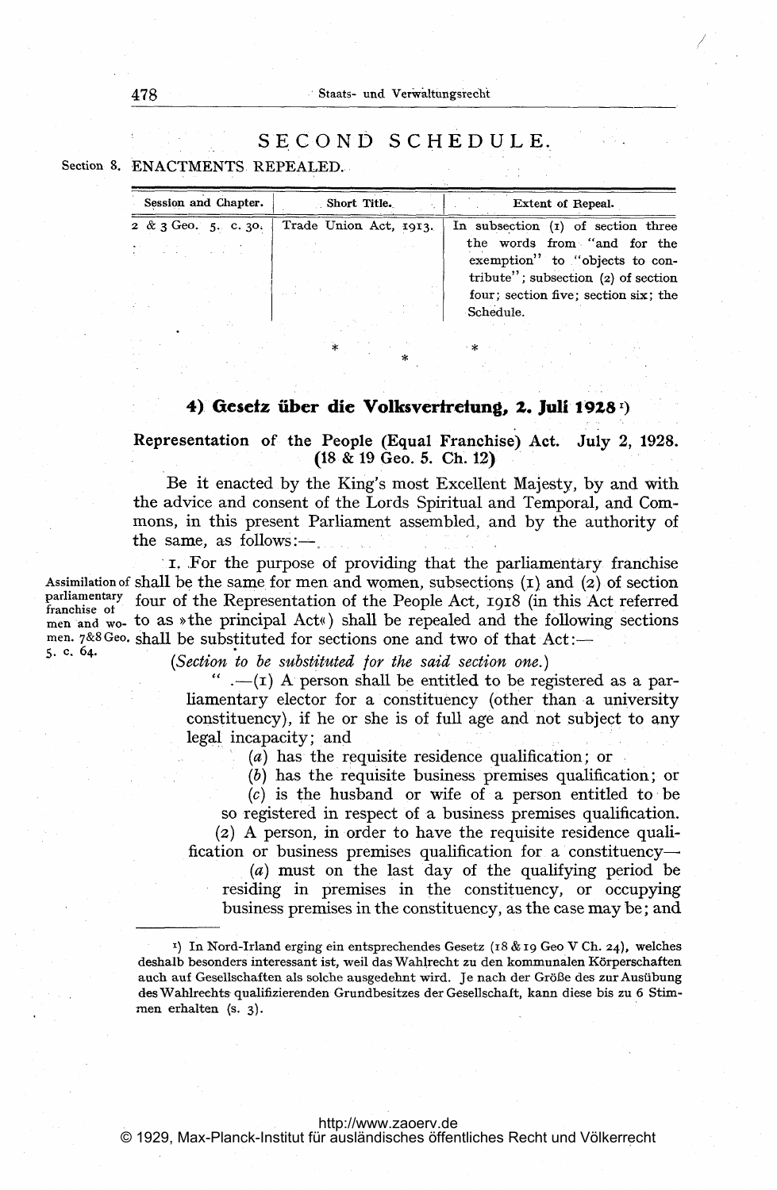## SECOND SCHEDULE.

Section 8. ENACTMENTS REPEALED.

| Session and Chapter. | Short Title. | Extent of Repeal. |
|---|---|---|
| 2 & 3 Geo. 5. c. 30. | Trade Union Act, 1913. | In subsection (1) of section three the words from "and for the exemption" to "objects to contribute"; subsection (2) of section four; section five; section six; the Schedule. |

\* \* \*

## 4) Gesetz über die Volksvertretung, 2. Juli 1928 [1]

### Representation of the People (Equal Franchise) Act. July 2, 1928. (18 & 19 Geo. 5. Ch. 12)

Be it enacted by the King's most Excellent Majesty, by and with the advice and consent of the Lords Spiritual and Temporal, and Commons, in this present Parliament assembled, and by the authority of the same, as follows:—

*Assimilation of parliamentary franchise of men and women. 7&8 Geo. 5. c. 64.*

1. For the purpose of providing that the parliamentary franchise shall be the same for men and women, subsections (1) and (2) of section four of the Representation of the People Act, 1918 (in this Act referred to as »the principal Act«) shall be repealed and the following sections shall be substituted for sections one and two of that Act:—

(*Section to be substituted for the said section one.*)

" .—(1) A person shall be entitled to be registered as a parliamentary elector for a constituency (other than a university constituency), if he or she is of full age and not subject to any legal incapacity; and

(*a*) has the requisite residence qualification; or

(*b*) has the requisite business premises qualification; or

(*c*) is the husband or wife of a person entitled to be so registered in respect of a business premises qualification.

(2) A person, in order to have the requisite residence qualification or business premises qualification for a constituency—

(*a*) must on the last day of the qualifying period be residing in premises in the constituency, or occupying business premises in the constituency, as the case may be; and

---

[1]) In Nord-Irland erging ein entsprechendes Gesetz (18 & 19 Geo V Ch. 24), welches deshalb besonders interessant ist, weil das Wahlrecht zu den kommunalen Körperschaften auch auf Gesellschaften als solche ausgedehnt wird. Je nach der Größe des zur Ausübung des Wahlrechts qualifizierenden Grundbesitzes der Gesellschaft, kann diese bis zu 6 Stimmen erhalten (s. 3).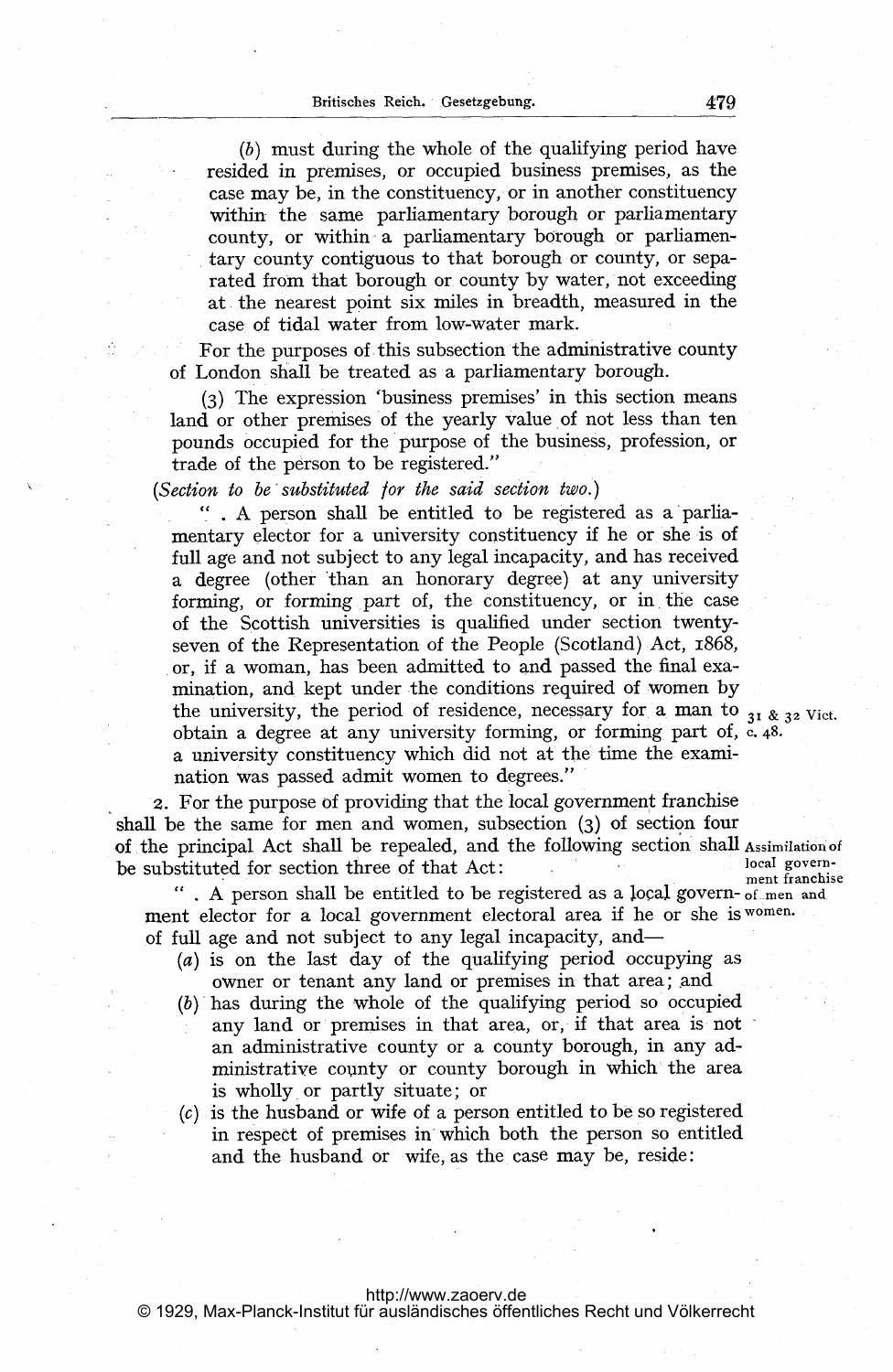(b) must during the whole of the qualifying period have resided in premises, or occupied business premises, as the case may be, in the constituency, or in another constituency within the same parliamentary borough or parliamentary county, or within a parliamentary borough or parliamentary county contiguous to that borough or county, or separated from that borough or county by water, not exceeding at the nearest point six miles in breadth, measured in the case of tidal water from low-water mark.

For the purposes of this subsection the administrative county of London shall be treated as a parliamentary borough.

(3) The expression 'business premises' in this section means land or other premises of the yearly value of not less than ten pounds occupied for the purpose of the business, profession, or trade of the person to be registered."

*(Section to be substituted for the said section two.)*

" . A person shall be entitled to be registered as a parliamentary elector for a university constituency if he or she is of full age and not subject to any legal incapacity, and has received a degree (other than an honorary degree) at any university forming, or forming part of, the constituency, or in the case of the Scottish universities is qualified under section twenty-seven of the Representation of the People (Scotland) Act, 1868, or, if a woman, has been admitted to and passed the final examination, and kept under the conditions required of women by the university, the period of residence, necessary for a man to obtain a degree at any university forming, or forming part of, a university constituency which did not at the time the examination was passed admit women to degrees."

31 & 32 Vict. c. 48.

2. For the purpose of providing that the local government franchise shall be the same for men and women, subsection (3) of section four of the principal Act shall be repealed, and the following section shall be substituted for section three of that Act:

Assimilation of local government franchise of men and women.

" . A person shall be entitled to be registered as a local government elector for a local government electoral area if he or she is of full age and not subject to any legal incapacity, and—

(a) is on the last day of the qualifying period occupying as owner or tenant any land or premises in that area; and

(b) has during the whole of the qualifying period so occupied any land or premises in that area, or, if that area is not an administrative county or a county borough, in any administrative county or county borough in which the area is wholly or partly situate; or

(c) is the husband or wife of a person entitled to be so registered in respect of premises in which both the person so entitled and the husband or wife, as the case may be, reside: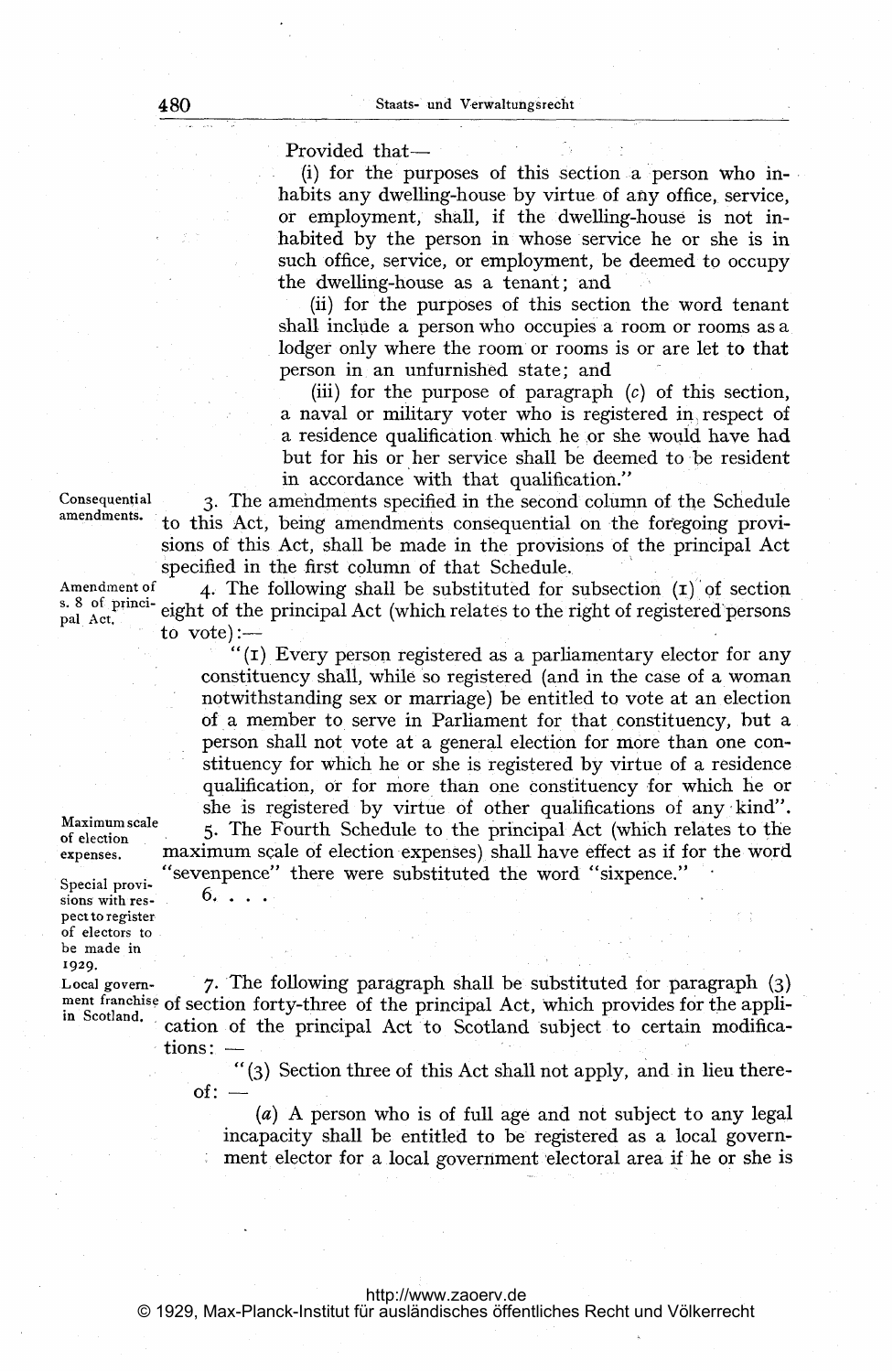Provided that—

(i) for the purposes of this section a person who inhabits any dwelling-house by virtue of any office, service, or employment, shall, if the dwelling-house is not inhabited by the person in whose service he or she is in such office, service, or employment, be deemed to occupy the dwelling-house as a tenant; and

(ii) for the purposes of this section the word tenant shall include a person who occupies a room or rooms as a lodger only where the room or rooms is or are let to that person in an unfurnished state; and

(iii) for the purpose of paragraph (*c*) of this section, a naval or military voter who is registered in respect of a residence qualification which he or she would have had but for his or her service shall be deemed to be resident in accordance with that qualification."

*Consequential amendments.*

3. The amendments specified in the second column of the Schedule to this Act, being amendments consequential on the foregoing provisions of this Act, shall be made in the provisions of the principal Act specified in the first column of that Schedule.

*Amendment of s. 8 of principal Act.*

4. The following shall be substituted for subsection (1) of section eight of the principal Act (which relates to the right of registered persons to vote):—

"(1) Every person registered as a parliamentary elector for any constituency shall, while so registered (and in the case of a woman notwithstanding sex or marriage) be entitled to vote at an election of a member to serve in Parliament for that constituency, but a person shall not vote at a general election for more than one constituency for which he or she is registered by virtue of a residence qualification, or for more than one constituency for which he or she is registered by virtue of other qualifications of any kind".

*Maximum scale of election expenses.*

5. The Fourth Schedule to the principal Act (which relates to the maximum scale of election expenses) shall have effect as if for the word "sevenpence" there were substituted the word "sixpence."

*Special provisions with respect to register of electors to be made in 1929.*

6. . . .

*Local government franchise in Scotland.*

7. The following paragraph shall be substituted for paragraph (3) of section forty-three of the principal Act, which provides for the application of the principal Act to Scotland subject to certain modifications: —

"(3) Section three of this Act shall not apply, and in lieu thereof: —

(*a*) A person who is of full age and not subject to any legal incapacity shall be entitled to be registered as a local government elector for a local government electoral area if he or she is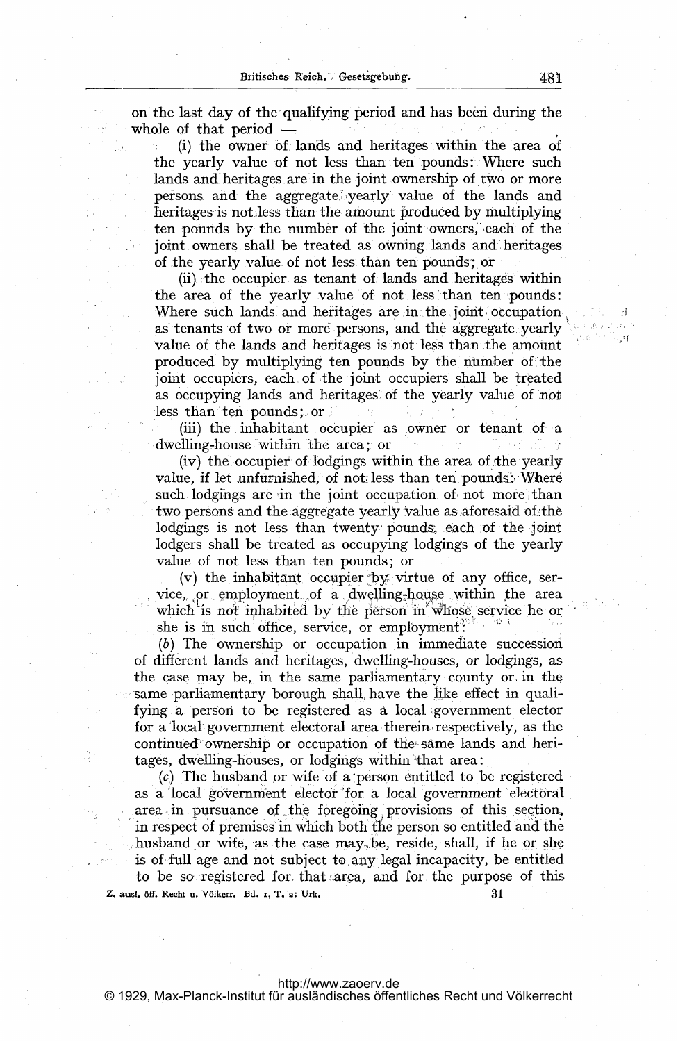on the last day of the qualifying period and has been during the whole of that period —

(i) the owner of lands and heritages within the area of the yearly value of not less than ten pounds: Where such lands and heritages are in the joint ownership of two or more persons and the aggregate yearly value of the lands and heritages is not less than the amount produced by multiplying ten pounds by the number of the joint owners, each of the joint owners shall be treated as owning lands and heritages of the yearly value of not less than ten pounds; or

(ii) the occupier as tenant of lands and heritages within the area of the yearly value of not less than ten pounds: Where such lands and heritages are in the joint occupation as tenants of two or more persons, and the aggregate yearly value of the lands and heritages is not less than the amount produced by multiplying ten pounds by the number of the joint occupiers, each of the joint occupiers shall be treated as occupying lands and heritages of the yearly value of not less than ten pounds; or

(iii) the inhabitant occupier as owner or tenant of a dwelling-house within the area; or

(iv) the occupier of lodgings within the area of the yearly value, if let unfurnished, of not less than ten pounds: Where such lodgings are in the joint occupation of not more than two persons and the aggregate yearly value as aforesaid of the lodgings is not less than twenty pounds, each of the joint lodgers shall be treated as occupying lodgings of the yearly value of not less than ten pounds; or

(v) the inhabitant occupier by virtue of any office, service, or employment of a dwelling-house within the area which is not inhabited by the person in whose service he or she is in such office, service, or employment:

(*b*) The ownership or occupation in immediate succession of different lands and heritages, dwelling-houses, or lodgings, as the case may be, in the same parliamentary county or in the same parliamentary borough shall have the like effect in qualifying a person to be registered as a local government elector for a local government electoral area therein respectively, as the continued ownership or occupation of the same lands and heritages, dwelling-houses, or lodgings within that area:

(*c*) The husband or wife of a person entitled to be registered as a local government elector for a local government electoral area in pursuance of the foregoing provisions of this section, in respect of premises in which both the person so entitled and the husband or wife, as the case may be, reside, shall, if he or she is of full age and not subject to any legal incapacity, be entitled to be so registered for that area, and for the purpose of this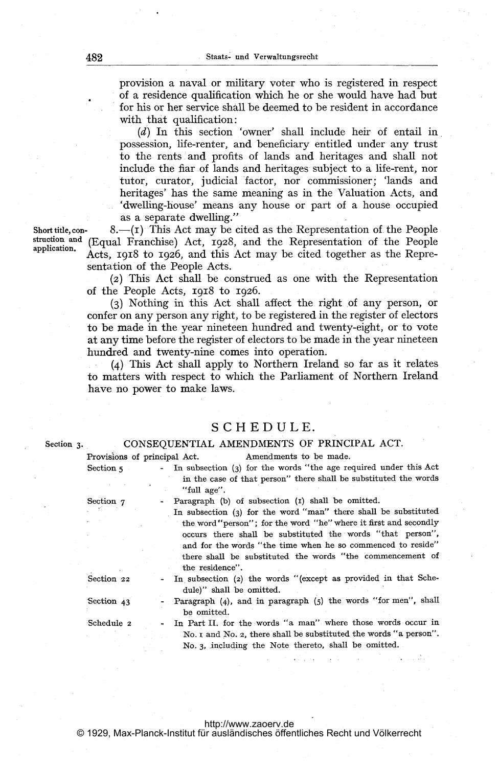provision a naval or military voter who is registered in respect of a residence qualification which he or she would have had but for his or her service shall be deemed to be resident in accordance with that qualification:

(*d*) In this section 'owner' shall include heir of entail in possession, life-renter, and beneficiary entitled under any trust to the rents and profits of lands and heritages and shall not include the fiar of lands and heritages subject to a life-rent, nor tutor, curator, judicial factor, nor commissioner; 'lands and heritages' has the same meaning as in the Valuation Acts, and 'dwelling-house' means any house or part of a house occupied as a separate dwelling."

**Short title, construction and application.**

8.—(1) This Act may be cited as the Representation of the People (Equal Franchise) Act, 1928, and the Representation of the People Acts, 1918 to 1926, and this Act may be cited together as the Representation of the People Acts.

(2) This Act shall be construed as one with the Representation of the People Acts, 1918 to 1926.

(3) Nothing in this Act shall affect the right of any person, or confer on any person any right, to be registered in the register of electors to be made in the year nineteen hundred and twenty-eight, or to vote at any time before the register of electors to be made in the year nineteen hundred and twenty-nine comes into operation.

(4) This Act shall apply to Northern Ireland so far as it relates to matters with respect to which the Parliament of Northern Ireland have no power to make laws.

## SCHEDULE.

Section 3.

### CONSEQUENTIAL AMENDMENTS OF PRINCIPAL ACT.

| Provisions of principal Act. | Amendments to be made. |
|---|---|
| Section 5 | In subsection (3) for the words "the age required under this Act in the case of that person" there shall be substituted the words "full age". |
| Section 7 | Paragraph (b) of subsection (1) shall be omitted. In subsection (3) for the word "man" there shall be substituted the word "person"; for the word "he" where it first and secondly occurs there shall be substituted the words "that person", and for the words "the time when he so commenced to reside" there shall be substituted the words "the commencement of the residence". |
| Section 22 | In subsection (2) the words "(except as provided in that Schedule)" shall be omitted. |
| Section 43 | Paragraph (4), and in paragraph (5) the words "for men", shall be omitted. |
| Schedule 2 | In Part II. for the words "a man" where those words occur in No. 1 and No. 2, there shall be substituted the words "a person". No. 3, including the Note thereto, shall be omitted. |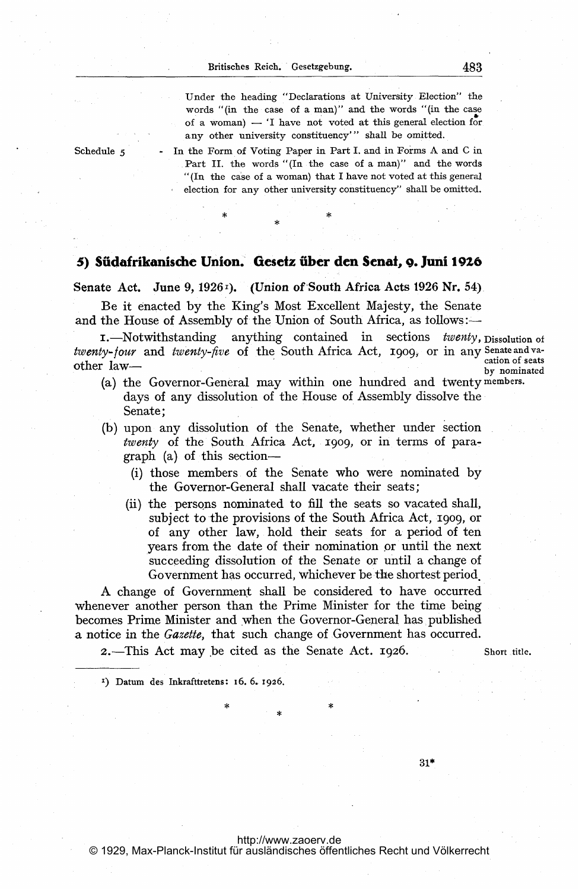Under the heading "Declarations at University Election" the words "(in the case of a man)" and the words "(in the case of a woman) — 'I have not voted at this general election for any other university constituency'" shall be omitted.

Schedule 5 - In the Form of Voting Paper in Part I. and in Forms A and C in Part II. the words "(In the case of a man)" and the words "(In the case of a woman) that I have not voted at this general election for any other university constituency" shall be omitted.

\* \* \*

## 5) Südafrikanische Union. Gesetz über den Senat, 9. Juni 1926

**Senate Act. June 9, 1926[1]. (Union of South Africa Acts 1926 Nr. 54)**

Be it enacted by the King's Most Excellent Majesty, the Senate and the House of Assembly of the Union of South Africa, as follows:—

1.—Notwithstanding anything contained in sections *twenty*, *twenty-four* and *twenty-five* of the South Africa Act, 1909, or in any other law— *Dissolution of Senate and vacation of seats by nominated members.*

(a) the Governor-General may within one hundred and twenty days of any dissolution of the House of Assembly dissolve the Senate;

(b) upon any dissolution of the Senate, whether under section *twenty* of the South Africa Act, 1909, or in terms of paragraph (a) of this section—

  (i) those members of the Senate who were nominated by the Governor-General shall vacate their seats;

  (ii) the persons nominated to fill the seats so vacated shall, subject to the provisions of the South Africa Act, 1909, or of any other law, hold their seats for a period of ten years from the date of their nomination or until the next succeeding dissolution of the Senate or until a change of Government has occurred, whichever be the shortest period.

A change of Government shall be considered to have occurred whenever another person than the Prime Minister for the time being becomes Prime Minister and when the Governor-General has published a notice in the *Gazette*, that such change of Government has occurred.

2.—This Act may be cited as the Senate Act. 1926. *Short title.*

[1] Datum des Inkrafttretens: 16. 6. 1926.

\* \* \*